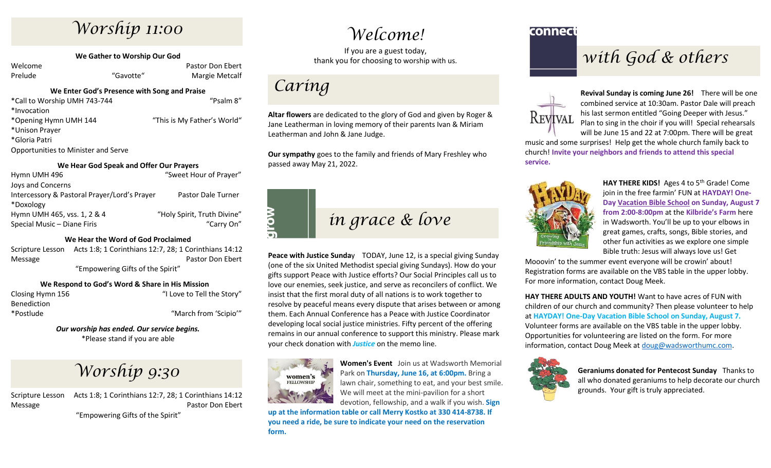# Worship 11:00

### We Gather to Worship Our God

| | | |
|---|---|---|
| Welcome | | Pastor Don Ebert |
| Prelude | "Gavotte" | Margie Metcalf |

### We Enter God's Presence with Song and Praise

| | |
|---|---|
| *Call to Worship UMH 743-744 | "Psalm 8" |
| *Invocation | |
| *Opening Hymn UMH 144 | "This is My Father's World" |
| *Unison Prayer | |
| *Gloria Patri | |
| Opportunities to Minister and Serve | |

### We Hear God Speak and Offer Our Prayers

| | |
|---|---|
| Hymn UMH 496 | "Sweet Hour of Prayer" |
| Joys and Concerns | |
| Intercessory & Pastoral Prayer/Lord's Prayer | Pastor Dale Turner |
| *Doxology | |
| Hymn UMH 465, vss. 1, 2 & 4 | "Holy Spirit, Truth Divine" |
| Special Music – Diane Firis | "Carry On" |

### We Hear the Word of God Proclaimed

Scripture Lesson Acts 1:8; 1 Corinthians 12:7, 28; 1 Corinthians 14:12

Message Pastor Don Ebert

"Empowering Gifts of the Spirit"

### We Respond to God's Word & Share in His Mission

| | |
|---|---|
| Closing Hymn 156 | "I Love to Tell the Story" |
| Benediction | |
| *Postlude | "March from 'Scipio'" |

***Our worship has ended. Our service begins.***

*Please stand if you are able

# Worship 9:30

Scripture Lesson Acts 1:8; 1 Corinthians 12:7, 28; 1 Corinthians 14:12

Message Pastor Don Ebert

"Empowering Gifts of the Spirit"

# Welcome!

If you are a guest today, thank you for choosing to worship with us.

# Caring

**Altar flowers** are dedicated to the glory of God and given by Roger & Jane Leatherman in loving memory of their parents Ivan & Miriam Leatherman and John & Jane Judge.

**Our sympathy** goes to the family and friends of Mary Freshley who passed away May 21, 2022.

# grow in grace & love

**Peace with Justice Sunday** TODAY, June 12, is a special giving Sunday (one of the six United Methodist special giving Sundays). How do your gifts support Peace with Justice efforts? Our Social Principles call us to love our enemies, seek justice, and serve as reconcilers of conflict. We insist that the first moral duty of all nations is to work together to resolve by peaceful means every dispute that arises between or among them. Each Annual Conference has a Peace with Justice Coordinator developing local social justice ministries. Fifty percent of the offering remains in our annual conference to support this ministry. Please mark your check donation with ***Justice*** on the memo line.

**Women's Event** Join us at Wadsworth Memorial Park on **Thursday, June 16, at 6:00pm.** Bring a lawn chair, something to eat, and your best smile. We will meet at the mini-pavilion for a short devotion, fellowship, and a walk if you wish. **Sign up at the information table or call Merry Kostko at 330 414-8738. If you need a ride, be sure to indicate your need on the reservation form.**

# connect with God & others

**Revival Sunday is coming June 26!** There will be one combined service at 10:30am. Pastor Dale will preach his last sermon entitled "Going Deeper with Jesus." Plan to sing in the choir if you will! Special rehearsals will be June 15 and 22 at 7:00pm. There will be great music and some surprises! Help get the whole church family back to church! **Invite your neighbors and friends to attend this special service.**

**HAY THERE KIDS!** Ages 4 to 5th Grade! Come join in the free farmin' FUN at **HAYDAY! One-Day Vacation Bible School on Sunday, August 7 from 2:00-8:00pm** at the **Kilbride's Farm** here in Wadsworth. You'll be up to your elbows in great games, crafts, songs, Bible stories, and other fun activities as we explore one simple Bible truth: Jesus will always love us! Get Mooovin' to the summer event everyone will be crowin' about! Registration forms are available on the VBS table in the upper lobby. For more information, contact Doug Meek.

**HAY THERE ADULTS AND YOUTH!** Want to have acres of FUN with children of our church and community? Then please volunteer to help at **HAYDAY! One-Day Vacation Bible School on Sunday, August 7.** Volunteer forms are available on the VBS table in the upper lobby. Opportunities for volunteering are listed on the form. For more information, contact Doug Meek at doug@wadsworthumc.com.

**Geraniums donated for Pentecost Sunday** Thanks to all who donated geraniums to help decorate our church grounds. Your gift is truly appreciated.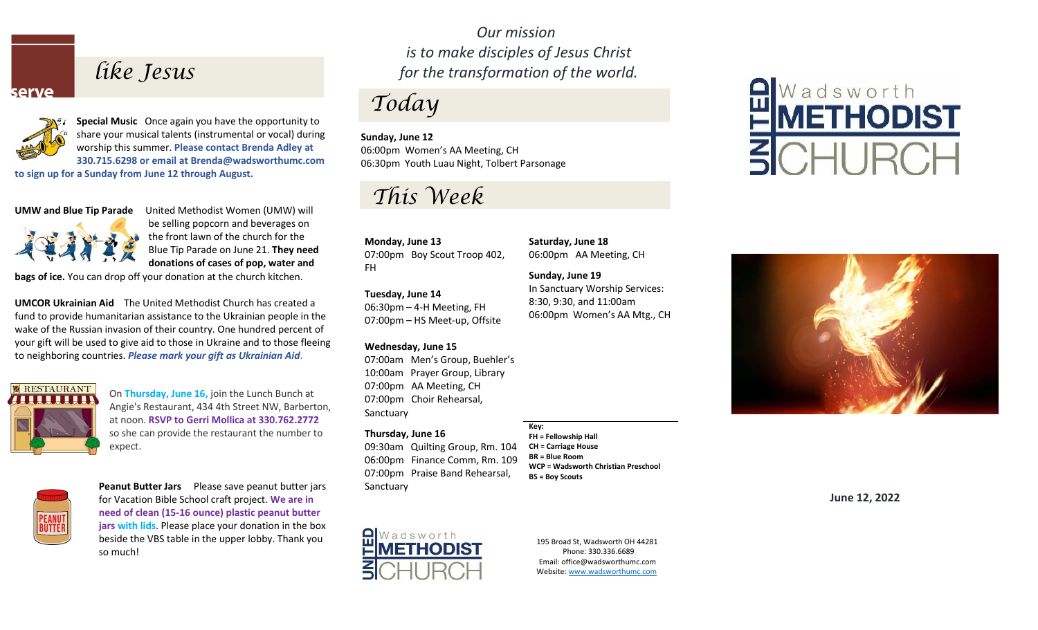## serve *like Jesus*

**Special Music** Once again you have the opportunity to share your musical talents (instrumental or vocal) during worship this summer. **Please contact Brenda Adley at 330.715.6298 or email at Brenda@wadsworthumc.com to sign up for a Sunday from June 12 through August.**

**UMW and Blue Tip Parade** United Methodist Women (UMW) will be selling popcorn and beverages on the front lawn of the church for the Blue Tip Parade on June 21. **They need donations of cases of pop, water and bags of ice.** You can drop off your donation at the church kitchen.

**UMCOR Ukrainian Aid** The United Methodist Church has created a fund to provide humanitarian assistance to the Ukrainian people in the wake of the Russian invasion of their country. One hundred percent of your gift will be used to give aid to those in Ukraine and to those fleeing to neighboring countries. ***Please mark your gift as Ukrainian Aid***.

On **Thursday, June 16,** join the Lunch Bunch at Angie's Restaurant, 434 4th Street NW, Barberton, at noon. **RSVP to Gerri Mollica at 330.762.2772** so she can provide the restaurant the number to expect.

**Peanut Butter Jars** Please save peanut butter jars for Vacation Bible School craft project. **We are in need of clean (15-16 ounce) plastic peanut butter jars with lids.** Please place your donation in the box beside the VBS table in the upper lobby. Thank you so much!

*Our mission is to make disciples of Jesus Christ for the transformation of the world.*

## *Today*

**Sunday, June 12**
06:00pm Women's AA Meeting, CH
06:30pm Youth Luau Night, Tolbert Parsonage

## *This Week*

**Monday, June 13**
07:00pm Boy Scout Troop 402, FH

**Tuesday, June 14**
06:30pm – 4-H Meeting, FH
07:00pm – HS Meet-up, Offsite

**Wednesday, June 15**
07:00am Men's Group, Buehler's
10:00am Prayer Group, Library
07:00pm AA Meeting, CH
07:00pm Choir Rehearsal, Sanctuary

**Thursday, June 16**
09:30am Quilting Group, Rm. 104
06:00pm Finance Comm, Rm. 109
07:00pm Praise Band Rehearsal, Sanctuary

**Saturday, June 18**
06:00pm AA Meeting, CH

**Sunday, June 19**
In Sanctuary Worship Services:
8:30, 9:30, and 11:00am
06:00pm Women's AA Mtg., CH

**Key:**
**FH = Fellowship Hall**
**CH = Carriage House**
**BR = Blue Room**
**WCP = Wadsworth Christian Preschool**
**BS = Boy Scouts**

Wadsworth UNITED METHODIST CHURCH

195 Broad St, Wadsworth OH 44281
Phone: 330.336.6689
Email: office@wadsworthumc.com
Website: www.wadsworthumc.com

Wadsworth UNITED METHODIST CHURCH

**June 12, 2022**